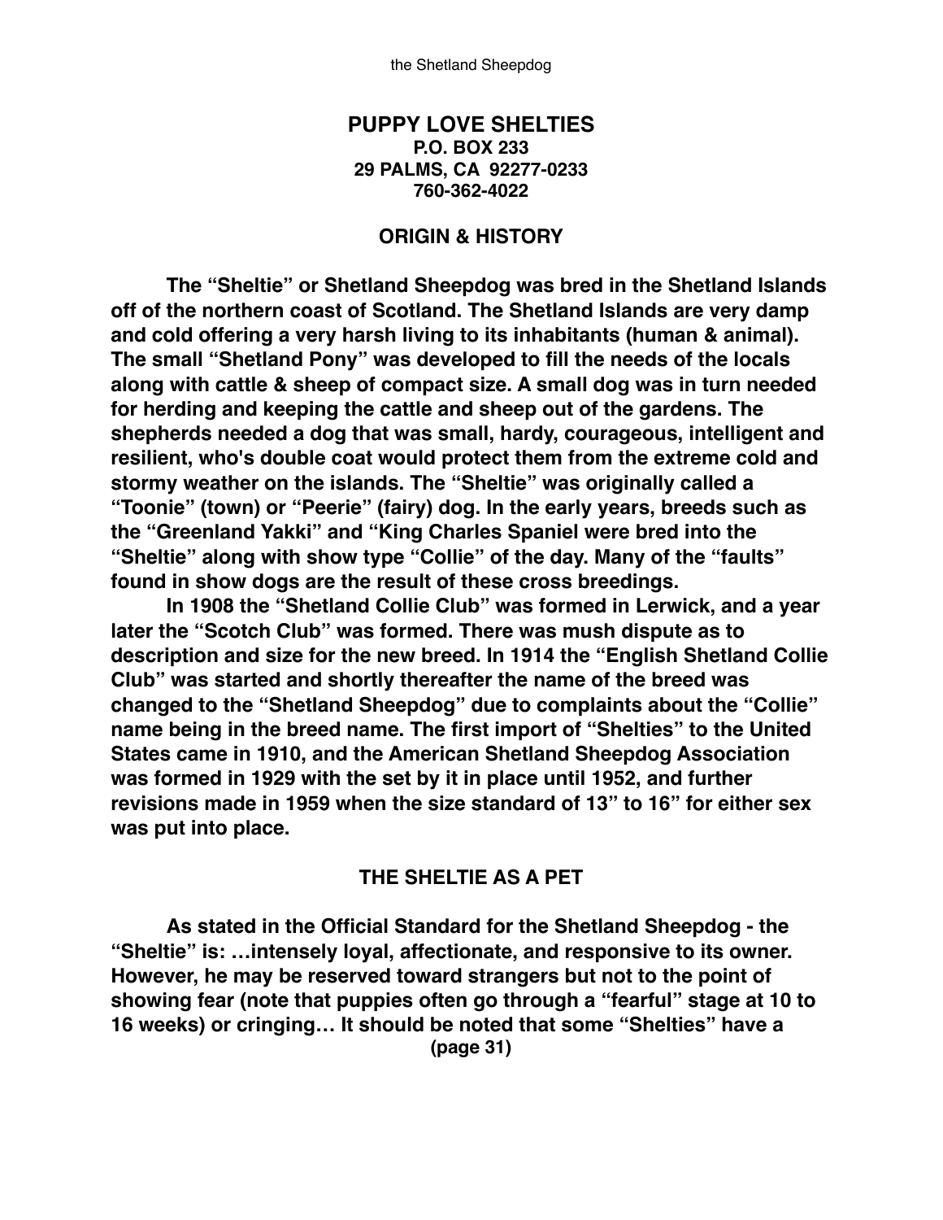## PUPPY LOVE SHELTIES

**P.O. BOX 233**
**29 PALMS, CA 92277-0233**
**760-362-4022**

### ORIGIN & HISTORY

**The "Sheltie" or Shetland Sheepdog was bred in the Shetland Islands off of the northern coast of Scotland. The Shetland Islands are very damp and cold offering a very harsh living to its inhabitants (human & animal). The small "Shetland Pony" was developed to fill the needs of the locals along with cattle & sheep of compact size. A small dog was in turn needed for herding and keeping the cattle and sheep out of the gardens. The shepherds needed a dog that was small, hardy, courageous, intelligent and resilient, who's double coat would protect them from the extreme cold and stormy weather on the islands. The "Sheltie" was originally called a "Toonie" (town) or "Peerie" (fairy) dog. In the early years, breeds such as the "Greenland Yakki" and "King Charles Spaniel were bred into the "Sheltie" along with show type "Collie" of the day. Many of the "faults" found in show dogs are the result of these cross breedings.**

**In 1908 the "Shetland Collie Club" was formed in Lerwick, and a year later the "Scotch Club" was formed. There was mush dispute as to description and size for the new breed. In 1914 the "English Shetland Collie Club" was started and shortly thereafter the name of the breed was changed to the "Shetland Sheepdog" due to complaints about the "Collie" name being in the breed name. The first import of "Shelties" to the United States came in 1910, and the American Shetland Sheepdog Association was formed in 1929 with the set by it in place until 1952, and further revisions made in 1959 when the size standard of 13" to 16" for either sex was put into place.**

### THE SHELTIE AS A PET

**As stated in the Official Standard for the Shetland Sheepdog - the "Sheltie" is: …intensely loyal, affectionate, and responsive to its owner. However, he may be reserved toward strangers but not to the point of showing fear (note that puppies often go through a "fearful" stage at 10 to 16 weeks) or cringing… It should be noted that some "Shelties" have a**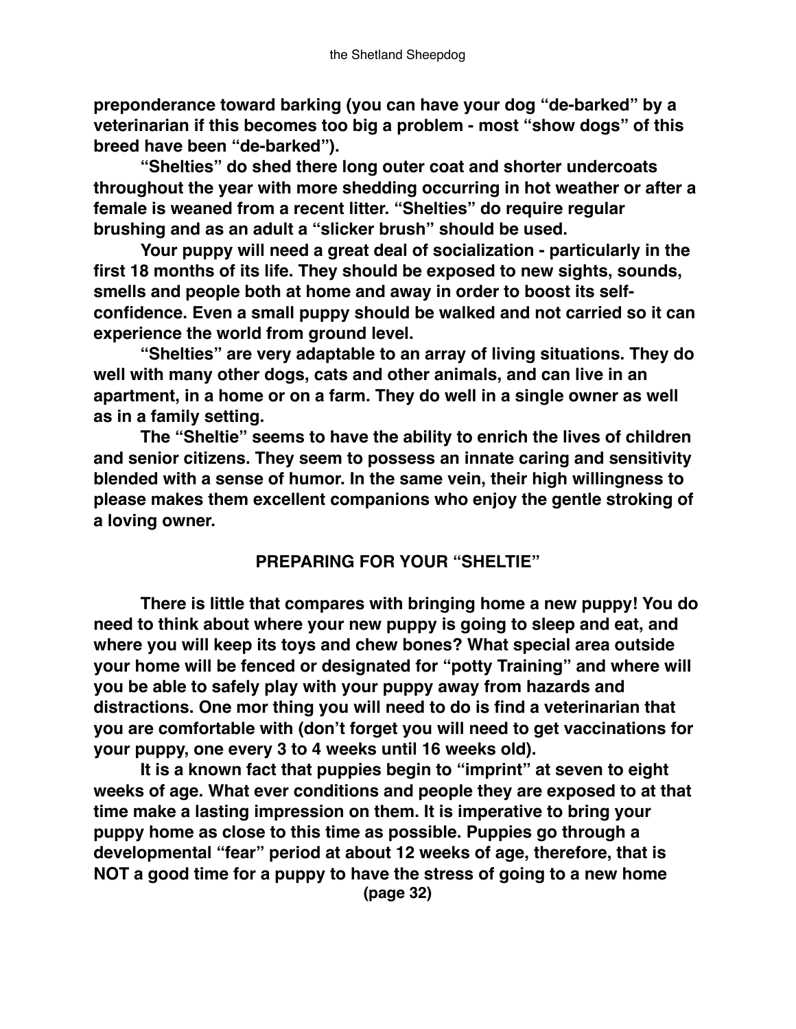**preponderance toward barking (you can have your dog "de-barked" by a veterinarian if this becomes too big a problem - most "show dogs" of this breed have been "de-barked").**

**"Shelties" do shed there long outer coat and shorter undercoats throughout the year with more shedding occurring in hot weather or after a female is weaned from a recent litter. "Shelties" do require regular brushing and as an adult a "slicker brush" should be used.**

**Your puppy will need a great deal of socialization - particularly in the first 18 months of its life. They should be exposed to new sights, sounds, smells and people both at home and away in order to boost its self-confidence. Even a small puppy should be walked and not carried so it can experience the world from ground level.**

**"Shelties" are very adaptable to an array of living situations. They do well with many other dogs, cats and other animals, and can live in an apartment, in a home or on a farm. They do well in a single owner as well as in a family setting.**

**The "Sheltie" seems to have the ability to enrich the lives of children and senior citizens. They seem to possess an innate caring and sensitivity blended with a sense of humor. In the same vein, their high willingness to please makes them excellent companions who enjoy the gentle stroking of a loving owner.**

## PREPARING FOR YOUR "SHELTIE"

**There is little that compares with bringing home a new puppy! You do need to think about where your new puppy is going to sleep and eat, and where you will keep its toys and chew bones? What special area outside your home will be fenced or designated for "potty Training" and where will you be able to safely play with your puppy away from hazards and distractions. One mor thing you will need to do is find a veterinarian that you are comfortable with (don't forget you will need to get vaccinations for your puppy, one every 3 to 4 weeks until 16 weeks old).**

**It is a known fact that puppies begin to "imprint" at seven to eight weeks of age. What ever conditions and people they are exposed to at that time make a lasting impression on them. It is imperative to bring your puppy home as close to this time as possible. Puppies go through a developmental "fear" period at about 12 weeks of age, therefore, that is NOT a good time for a puppy to have the stress of going to a new home**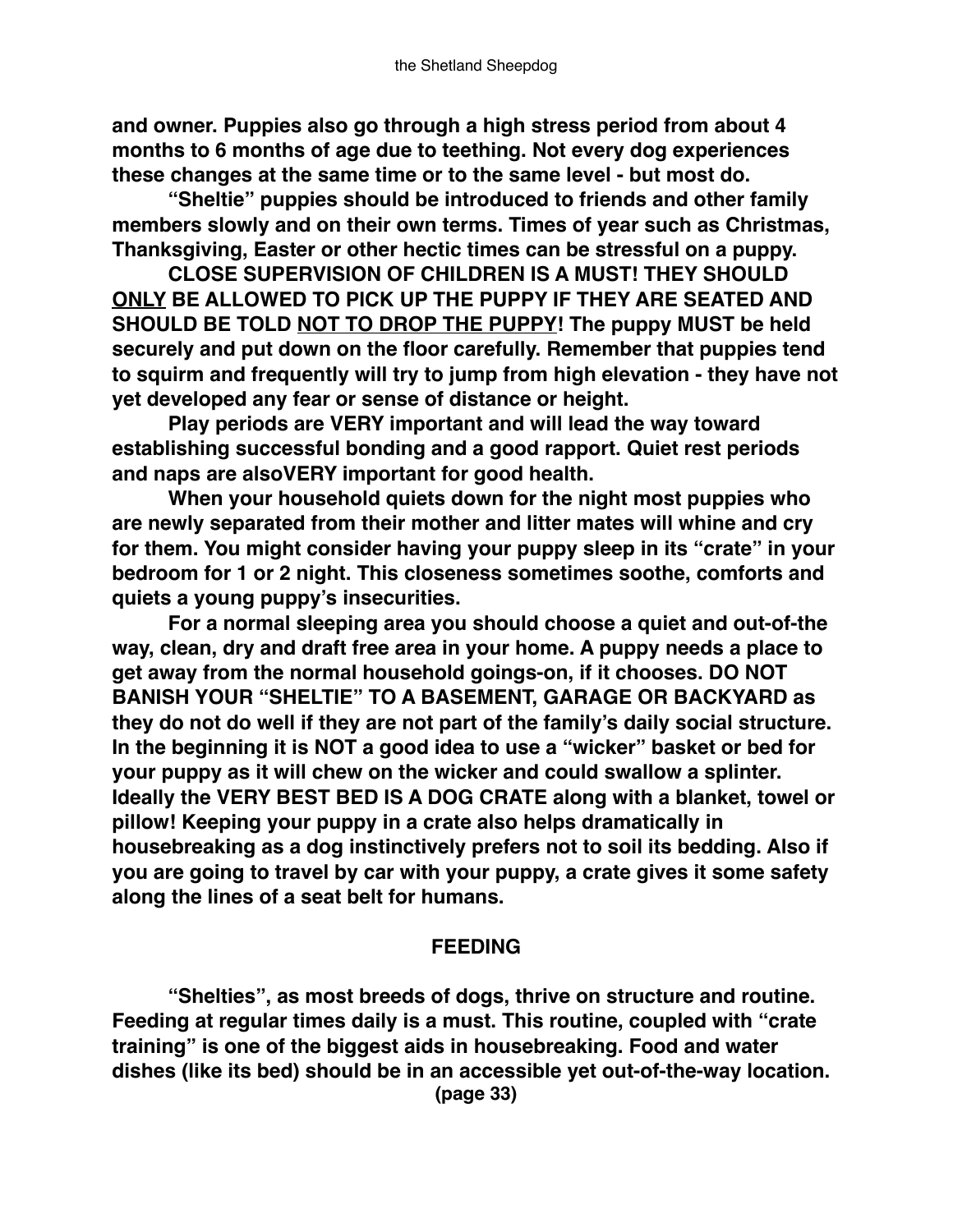**and owner. Puppies also go through a high stress period from about 4 months to 6 months of age due to teething. Not every dog experiences these changes at the same time or to the same level - but most do.**

**"Sheltie" puppies should be introduced to friends and other family members slowly and on their own terms. Times of year such as Christmas, Thanksgiving, Easter or other hectic times can be stressful on a puppy.**

**CLOSE SUPERVISION OF CHILDREN IS A MUST! THEY SHOULD <u>ONLY</u> BE ALLOWED TO PICK UP THE PUPPY IF THEY ARE SEATED AND SHOULD BE TOLD <u>NOT TO DROP THE PUPPY</u>! The puppy MUST be held securely and put down on the floor carefully. Remember that puppies tend to squirm and frequently will try to jump from high elevation - they have not yet developed any fear or sense of distance or height.**

**Play periods are VERY important and will lead the way toward establishing successful bonding and a good rapport. Quiet rest periods and naps are alsoVERY important for good health.**

**When your household quiets down for the night most puppies who are newly separated from their mother and litter mates will whine and cry for them. You might consider having your puppy sleep in its "crate" in your bedroom for 1 or 2 night. This closeness sometimes soothe, comforts and quiets a young puppy's insecurities.**

**For a normal sleeping area you should choose a quiet and out-of-the way, clean, dry and draft free area in your home. A puppy needs a place to get away from the normal household goings-on, if it chooses. DO NOT BANISH YOUR "SHELTIE" TO A BASEMENT, GARAGE OR BACKYARD as they do not do well if they are not part of the family's daily social structure. In the beginning it is NOT a good idea to use a "wicker" basket or bed for your puppy as it will chew on the wicker and could swallow a splinter. Ideally the VERY BEST BED IS A DOG CRATE along with a blanket, towel or pillow! Keeping your puppy in a crate also helps dramatically in housebreaking as a dog instinctively prefers not to soil its bedding. Also if you are going to travel by car with your puppy, a crate gives it some safety along the lines of a seat belt for humans.**

## FEEDING

**"Shelties", as most breeds of dogs, thrive on structure and routine. Feeding at regular times daily is a must. This routine, coupled with "crate training" is one of the biggest aids in housebreaking. Food and water dishes (like its bed) should be in an accessible yet out-of-the-way location.**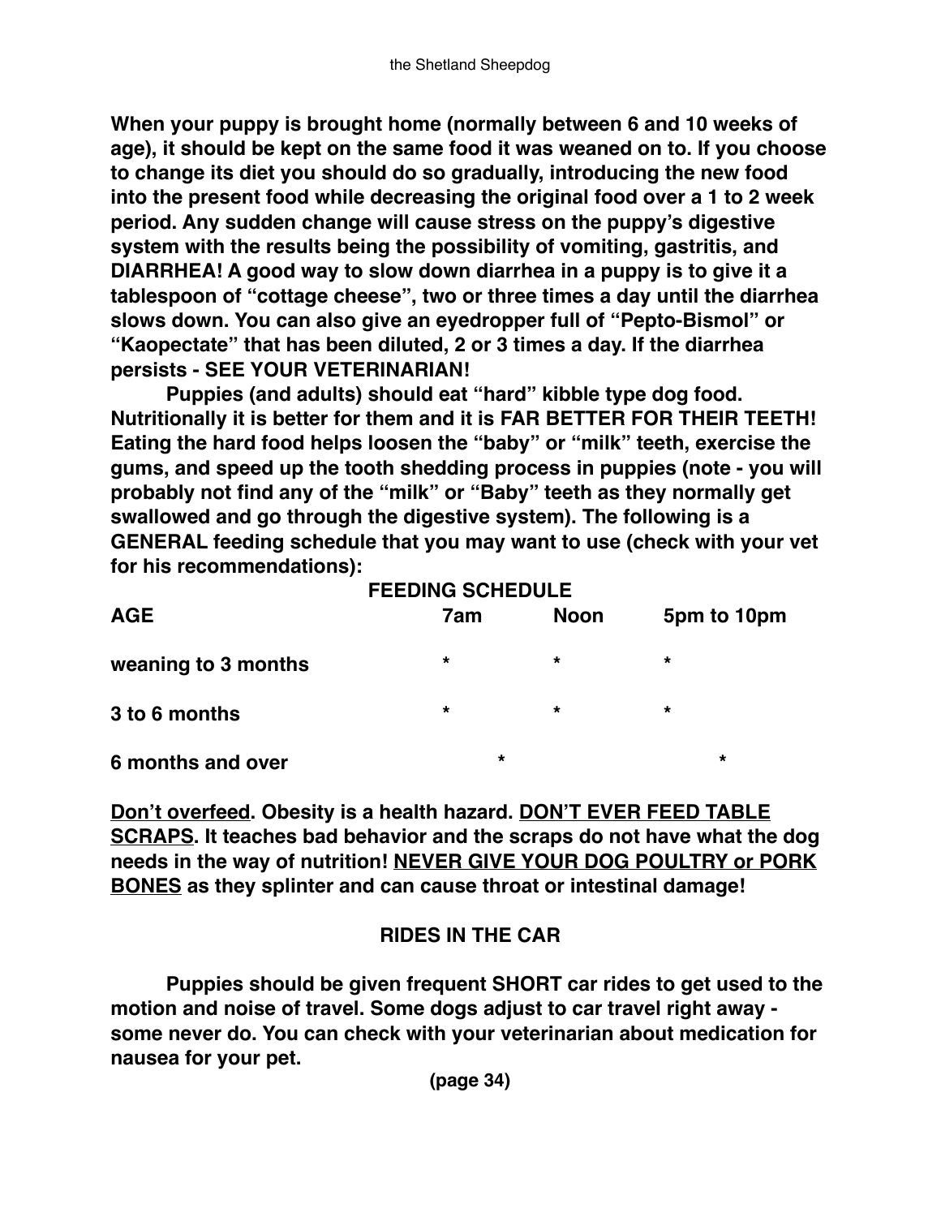**When your puppy is brought home (normally between 6 and 10 weeks of age), it should be kept on the same food it was weaned on to. If you choose to change its diet you should do so gradually, introducing the new food into the present food while decreasing the original food over a 1 to 2 week period. Any sudden change will cause stress on the puppy's digestive system with the results being the possibility of vomiting, gastritis, and DIARRHEA! A good way to slow down diarrhea in a puppy is to give it a tablespoon of "cottage cheese", two or three times a day until the diarrhea slows down. You can also give an eyedropper full of "Pepto-Bismol" or "Kaopectate" that has been diluted, 2 or 3 times a day. If the diarrhea persists - SEE YOUR VETERINARIAN!**

**Puppies (and adults) should eat "hard" kibble type dog food. Nutritionally it is better for them and it is FAR BETTER FOR THEIR TEETH! Eating the hard food helps loosen the "baby" or "milk" teeth, exercise the gums, and speed up the tooth shedding process in puppies (note - you will probably not find any of the "milk" or "Baby" teeth as they normally get swallowed and go through the digestive system). The following is a GENERAL feeding schedule that you may want to use (check with your vet for his recommendations):**

**FEEDING SCHEDULE**

| AGE | 7am | Noon | 5pm to 10pm |
| --- | --- | --- | --- |
| weaning to 3 months | * | * | * |
| 3 to 6 months | * | * | * |
| 6 months and over | * | | * |

**<u>Don't overfeed</u>. Obesity is a health hazard. <u>DON'T EVER FEED TABLE SCRAPS</u>. It teaches bad behavior and the scraps do not have what the dog needs in the way of nutrition! <u>NEVER GIVE YOUR DOG POULTRY or PORK BONES</u> as they splinter and can cause throat or intestinal damage!**

## RIDES IN THE CAR

**Puppies should be given frequent SHORT car rides to get used to the motion and noise of travel. Some dogs adjust to car travel right away - some never do. You can check with your veterinarian about medication for nausea for your pet.**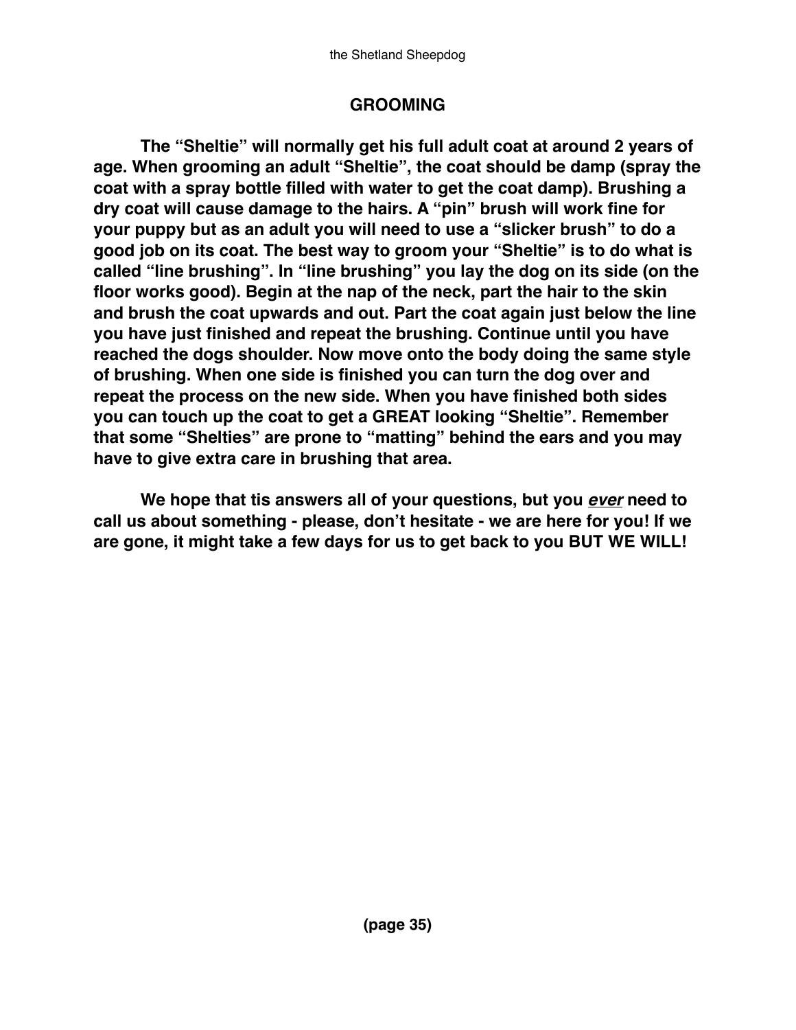## GROOMING

**The "Sheltie" will normally get his full adult coat at around 2 years of age. When grooming an adult "Sheltie", the coat should be damp (spray the coat with a spray bottle filled with water to get the coat damp). Brushing a dry coat will cause damage to the hairs. A "pin" brush will work fine for your puppy but as an adult you will need to use a "slicker brush" to do a good job on its coat. The best way to groom your "Sheltie" is to do what is called "line brushing". In "line brushing" you lay the dog on its side (on the floor works good). Begin at the nap of the neck, part the hair to the skin and brush the coat upwards and out. Part the coat again just below the line you have just finished and repeat the brushing. Continue until you have reached the dogs shoulder. Now move onto the body doing the same style of brushing. When one side is finished you can turn the dog over and repeat the process on the new side. When you have finished both sides you can touch up the coat to get a GREAT looking "Sheltie". Remember that some "Shelties" are prone to "matting" behind the ears and you may have to give extra care in brushing that area.**

**We hope that tis answers all of your questions, but you *<u>ever</u>* need to call us about something - please, don't hesitate - we are here for you! If we are gone, it might take a few days for us to get back to you BUT WE WILL!**